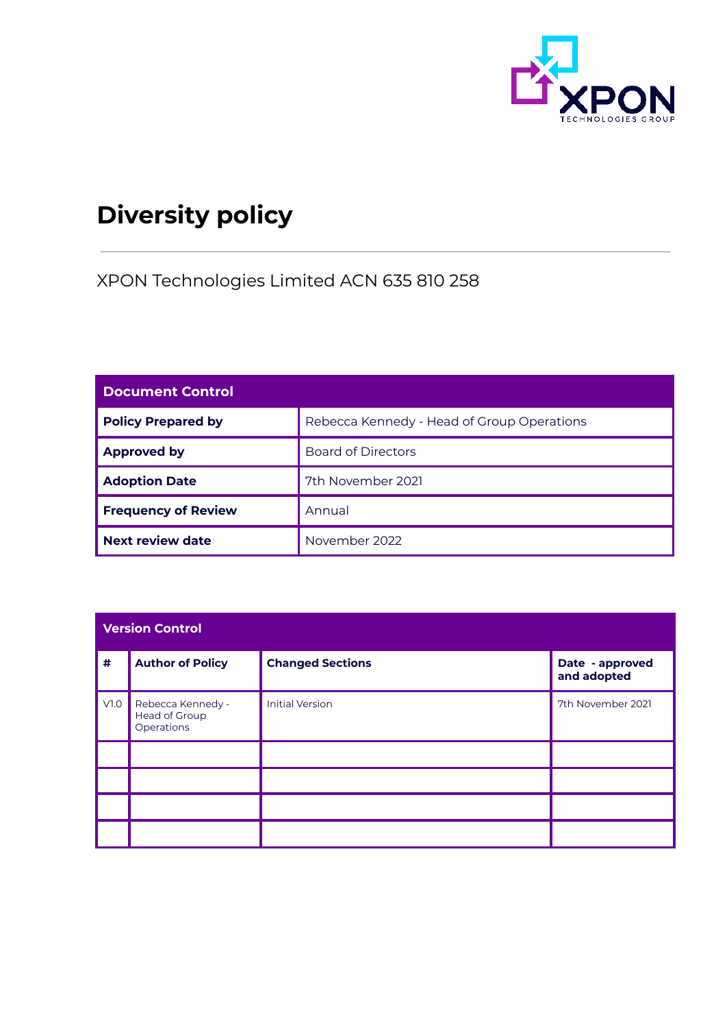# Diversity policy

XPON Technologies Limited ACN 635 810 258

| Document Control | |
|---|---|
| **Policy Prepared by** | Rebecca Kennedy - Head of Group Operations |
| **Approved by** | Board of Directors |
| **Adoption Date** | 7th November 2021 |
| **Frequency of Review** | Annual |
| **Next review date** | November 2022 |

| Version Control | | | |
|---|---|---|---|
| **#** | **Author of Policy** | **Changed Sections** | **Date - approved and adopted** |
| V1.0 | Rebecca Kennedy - Head of Group Operations | Initial Version | 7th November 2021 |
| | | | |
| | | | |
| | | | |
| | | | |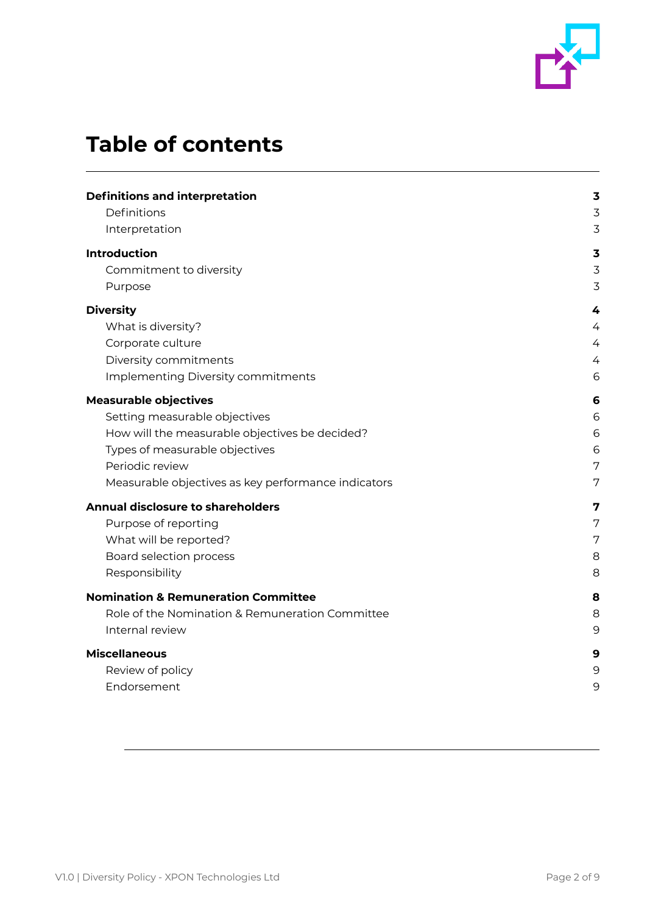# Table of contents

| | |
|---|---|
| **Definitions and interpretation** | **3** |
| Definitions | 3 |
| Interpretation | 3 |
| **Introduction** | **3** |
| Commitment to diversity | 3 |
| Purpose | 3 |
| **Diversity** | **4** |
| What is diversity? | 4 |
| Corporate culture | 4 |
| Diversity commitments | 4 |
| Implementing Diversity commitments | 6 |
| **Measurable objectives** | **6** |
| Setting measurable objectives | 6 |
| How will the measurable objectives be decided? | 6 |
| Types of measurable objectives | 6 |
| Periodic review | 7 |
| Measurable objectives as key performance indicators | 7 |
| **Annual disclosure to shareholders** | **7** |
| Purpose of reporting | 7 |
| What will be reported? | 7 |
| Board selection process | 8 |
| Responsibility | 8 |
| **Nomination & Remuneration Committee** | **8** |
| Role of the Nomination & Remuneration Committee | 8 |
| Internal review | 9 |
| **Miscellaneous** | **9** |
| Review of policy | 9 |
| Endorsement | 9 |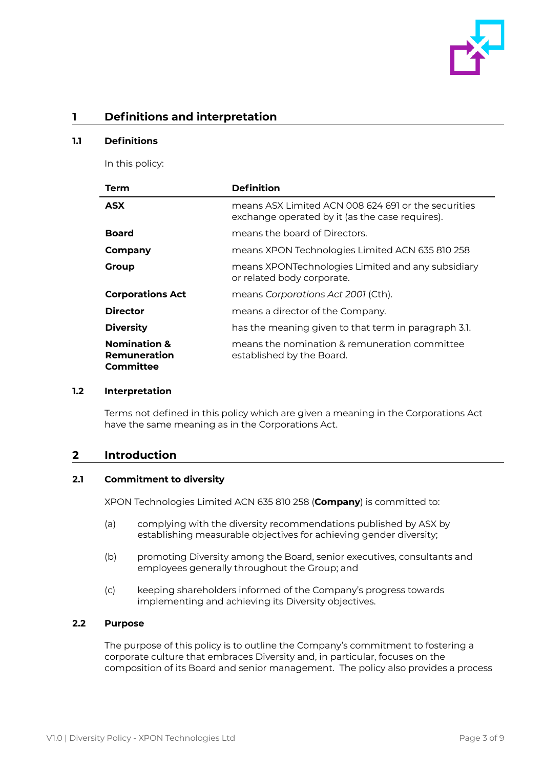# 1 Definitions and interpretation

## 1.1 Definitions

In this policy:

| Term | Definition |
| --- | --- |
| **ASX** | means ASX Limited ACN 008 624 691 or the securities exchange operated by it (as the case requires). |
| **Board** | means the board of Directors. |
| **Company** | means XPON Technologies Limited ACN 635 810 258 |
| **Group** | means XPONTechnologies Limited and any subsidiary or related body corporate. |
| **Corporations Act** | means *Corporations Act 2001* (Cth). |
| **Director** | means a director of the Company. |
| **Diversity** | has the meaning given to that term in paragraph 3.1. |
| **Nomination & Remuneration Committee** | means the nomination & remuneration committee established by the Board. |

## 1.2 Interpretation

Terms not defined in this policy which are given a meaning in the Corporations Act have the same meaning as in the Corporations Act.

# 2 Introduction

## 2.1 Commitment to diversity

XPON Technologies Limited ACN 635 810 258 (**Company**) is committed to:

(a) complying with the diversity recommendations published by ASX by establishing measurable objectives for achieving gender diversity;

(b) promoting Diversity among the Board, senior executives, consultants and employees generally throughout the Group; and

(c) keeping shareholders informed of the Company's progress towards implementing and achieving its Diversity objectives.

## 2.2 Purpose

The purpose of this policy is to outline the Company's commitment to fostering a corporate culture that embraces Diversity and, in particular, focuses on the composition of its Board and senior management. The policy also provides a process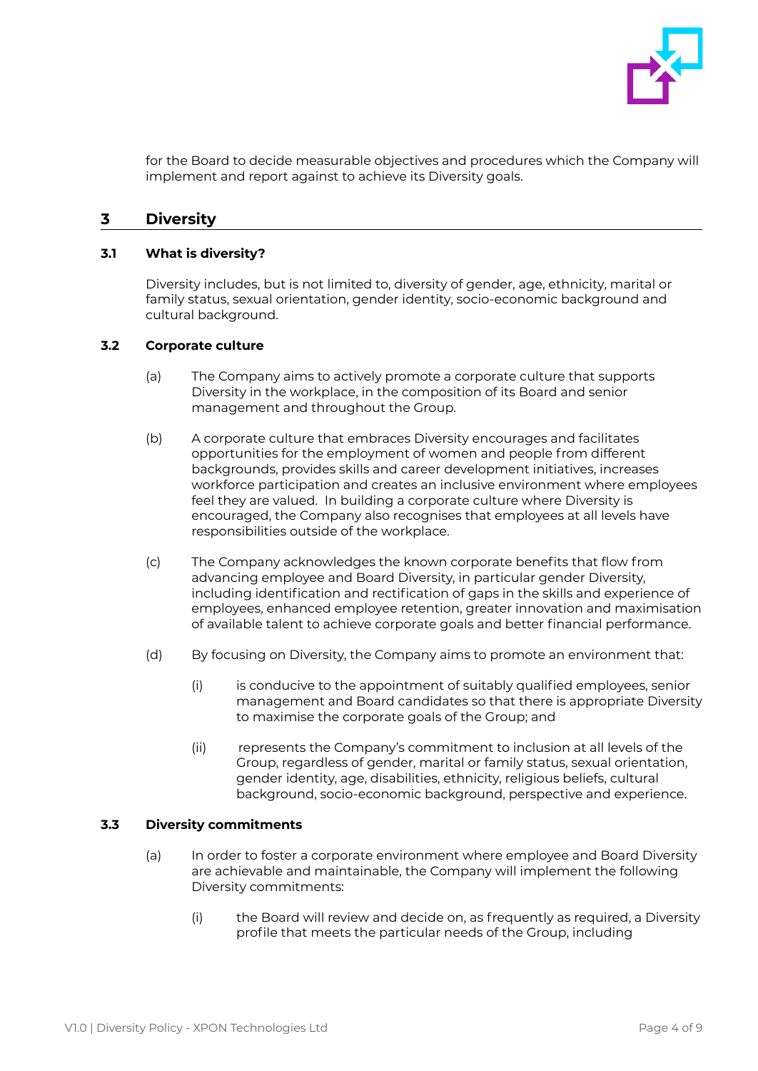for the Board to decide measurable objectives and procedures which the Company will implement and report against to achieve its Diversity goals.

## 3 Diversity

### 3.1 What is diversity?

Diversity includes, but is not limited to, diversity of gender, age, ethnicity, marital or family status, sexual orientation, gender identity, socio-economic background and cultural background.

### 3.2 Corporate culture

(a) The Company aims to actively promote a corporate culture that supports Diversity in the workplace, in the composition of its Board and senior management and throughout the Group.

(b) A corporate culture that embraces Diversity encourages and facilitates opportunities for the employment of women and people from different backgrounds, provides skills and career development initiatives, increases workforce participation and creates an inclusive environment where employees feel they are valued. In building a corporate culture where Diversity is encouraged, the Company also recognises that employees at all levels have responsibilities outside of the workplace.

(c) The Company acknowledges the known corporate benefits that flow from advancing employee and Board Diversity, in particular gender Diversity, including identification and rectification of gaps in the skills and experience of employees, enhanced employee retention, greater innovation and maximisation of available talent to achieve corporate goals and better financial performance.

(d) By focusing on Diversity, the Company aims to promote an environment that:

   (i) is conducive to the appointment of suitably qualified employees, senior management and Board candidates so that there is appropriate Diversity to maximise the corporate goals of the Group; and

   (ii) represents the Company's commitment to inclusion at all levels of the Group, regardless of gender, marital or family status, sexual orientation, gender identity, age, disabilities, ethnicity, religious beliefs, cultural background, socio-economic background, perspective and experience.

### 3.3 Diversity commitments

(a) In order to foster a corporate environment where employee and Board Diversity are achievable and maintainable, the Company will implement the following Diversity commitments:

   (i) the Board will review and decide on, as frequently as required, a Diversity profile that meets the particular needs of the Group, including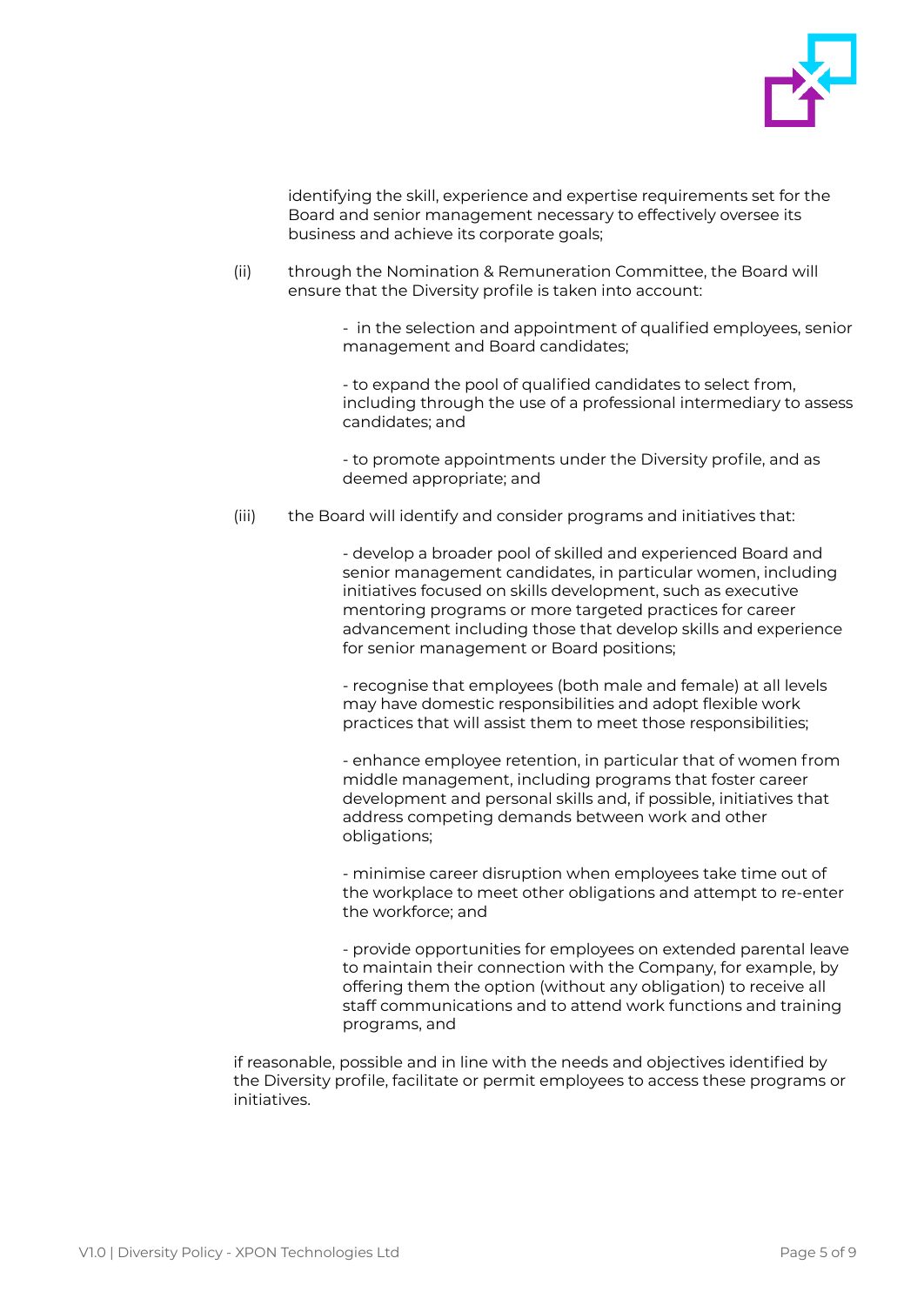identifying the skill, experience and expertise requirements set for the Board and senior management necessary to effectively oversee its business and achieve its corporate goals;

(ii) through the Nomination & Remuneration Committee, the Board will ensure that the Diversity profile is taken into account:

- in the selection and appointment of qualified employees, senior management and Board candidates;

- to expand the pool of qualified candidates to select from, including through the use of a professional intermediary to assess candidates; and

- to promote appointments under the Diversity profile, and as deemed appropriate; and

(iii) the Board will identify and consider programs and initiatives that:

- develop a broader pool of skilled and experienced Board and senior management candidates, in particular women, including initiatives focused on skills development, such as executive mentoring programs or more targeted practices for career advancement including those that develop skills and experience for senior management or Board positions;

- recognise that employees (both male and female) at all levels may have domestic responsibilities and adopt flexible work practices that will assist them to meet those responsibilities;

- enhance employee retention, in particular that of women from middle management, including programs that foster career development and personal skills and, if possible, initiatives that address competing demands between work and other obligations;

- minimise career disruption when employees take time out of the workplace to meet other obligations and attempt to re-enter the workforce; and

- provide opportunities for employees on extended parental leave to maintain their connection with the Company, for example, by offering them the option (without any obligation) to receive all staff communications and to attend work functions and training programs, and

if reasonable, possible and in line with the needs and objectives identified by the Diversity profile, facilitate or permit employees to access these programs or initiatives.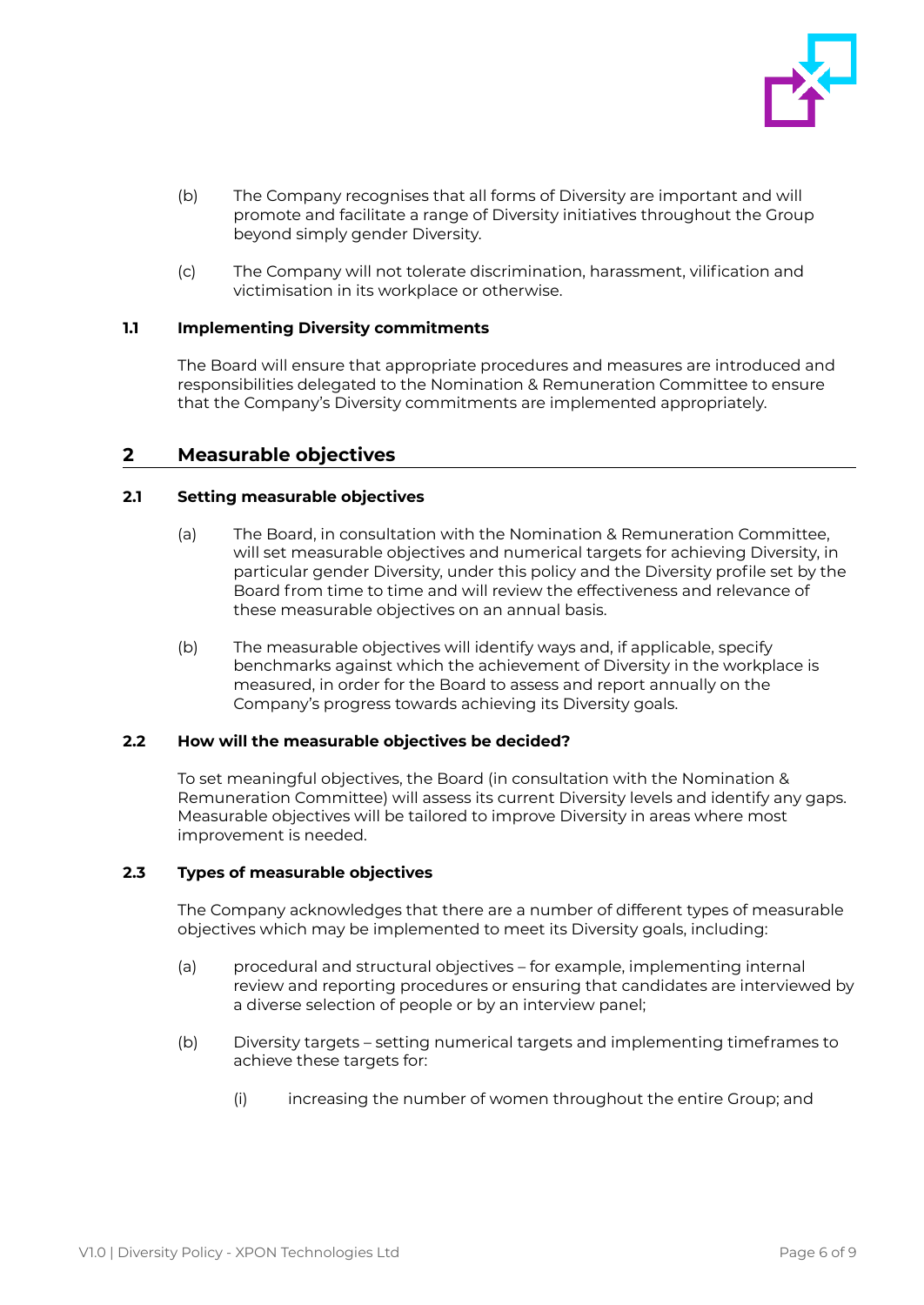(b) The Company recognises that all forms of Diversity are important and will promote and facilitate a range of Diversity initiatives throughout the Group beyond simply gender Diversity.

(c) The Company will not tolerate discrimination, harassment, vilification and victimisation in its workplace or otherwise.

### 1.1 Implementing Diversity commitments

The Board will ensure that appropriate procedures and measures are introduced and responsibilities delegated to the Nomination & Remuneration Committee to ensure that the Company's Diversity commitments are implemented appropriately.

## 2 Measurable objectives

### 2.1 Setting measurable objectives

(a) The Board, in consultation with the Nomination & Remuneration Committee, will set measurable objectives and numerical targets for achieving Diversity, in particular gender Diversity, under this policy and the Diversity profile set by the Board from time to time and will review the effectiveness and relevance of these measurable objectives on an annual basis.

(b) The measurable objectives will identify ways and, if applicable, specify benchmarks against which the achievement of Diversity in the workplace is measured, in order for the Board to assess and report annually on the Company's progress towards achieving its Diversity goals.

### 2.2 How will the measurable objectives be decided?

To set meaningful objectives, the Board (in consultation with the Nomination & Remuneration Committee) will assess its current Diversity levels and identify any gaps. Measurable objectives will be tailored to improve Diversity in areas where most improvement is needed.

### 2.3 Types of measurable objectives

The Company acknowledges that there are a number of different types of measurable objectives which may be implemented to meet its Diversity goals, including:

(a) procedural and structural objectives – for example, implementing internal review and reporting procedures or ensuring that candidates are interviewed by a diverse selection of people or by an interview panel;

(b) Diversity targets – setting numerical targets and implementing timeframes to achieve these targets for:

(i) increasing the number of women throughout the entire Group; and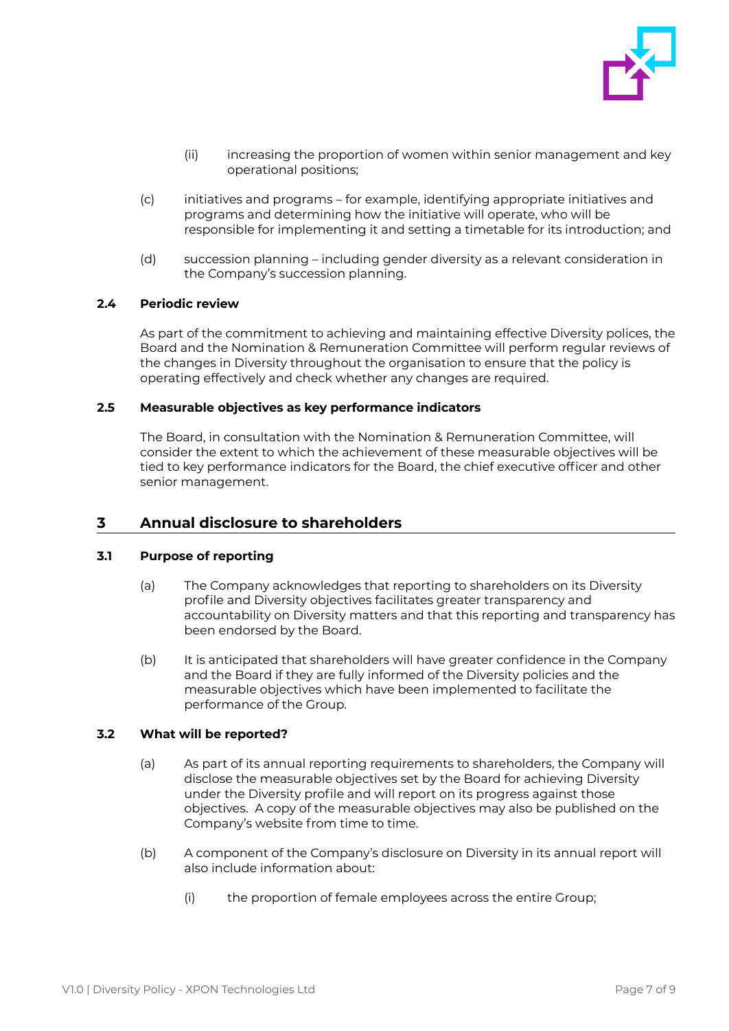(ii) increasing the proportion of women within senior management and key operational positions;

(c) initiatives and programs – for example, identifying appropriate initiatives and programs and determining how the initiative will operate, who will be responsible for implementing it and setting a timetable for its introduction; and

(d) succession planning – including gender diversity as a relevant consideration in the Company's succession planning.

### 2.4 Periodic review

As part of the commitment to achieving and maintaining effective Diversity polices, the Board and the Nomination & Remuneration Committee will perform regular reviews of the changes in Diversity throughout the organisation to ensure that the policy is operating effectively and check whether any changes are required.

### 2.5 Measurable objectives as key performance indicators

The Board, in consultation with the Nomination & Remuneration Committee, will consider the extent to which the achievement of these measurable objectives will be tied to key performance indicators for the Board, the chief executive officer and other senior management.

## 3 Annual disclosure to shareholders

### 3.1 Purpose of reporting

(a) The Company acknowledges that reporting to shareholders on its Diversity profile and Diversity objectives facilitates greater transparency and accountability on Diversity matters and that this reporting and transparency has been endorsed by the Board.

(b) It is anticipated that shareholders will have greater confidence in the Company and the Board if they are fully informed of the Diversity policies and the measurable objectives which have been implemented to facilitate the performance of the Group.

### 3.2 What will be reported?

(a) As part of its annual reporting requirements to shareholders, the Company will disclose the measurable objectives set by the Board for achieving Diversity under the Diversity profile and will report on its progress against those objectives. A copy of the measurable objectives may also be published on the Company's website from time to time.

(b) A component of the Company's disclosure on Diversity in its annual report will also include information about:

(i) the proportion of female employees across the entire Group;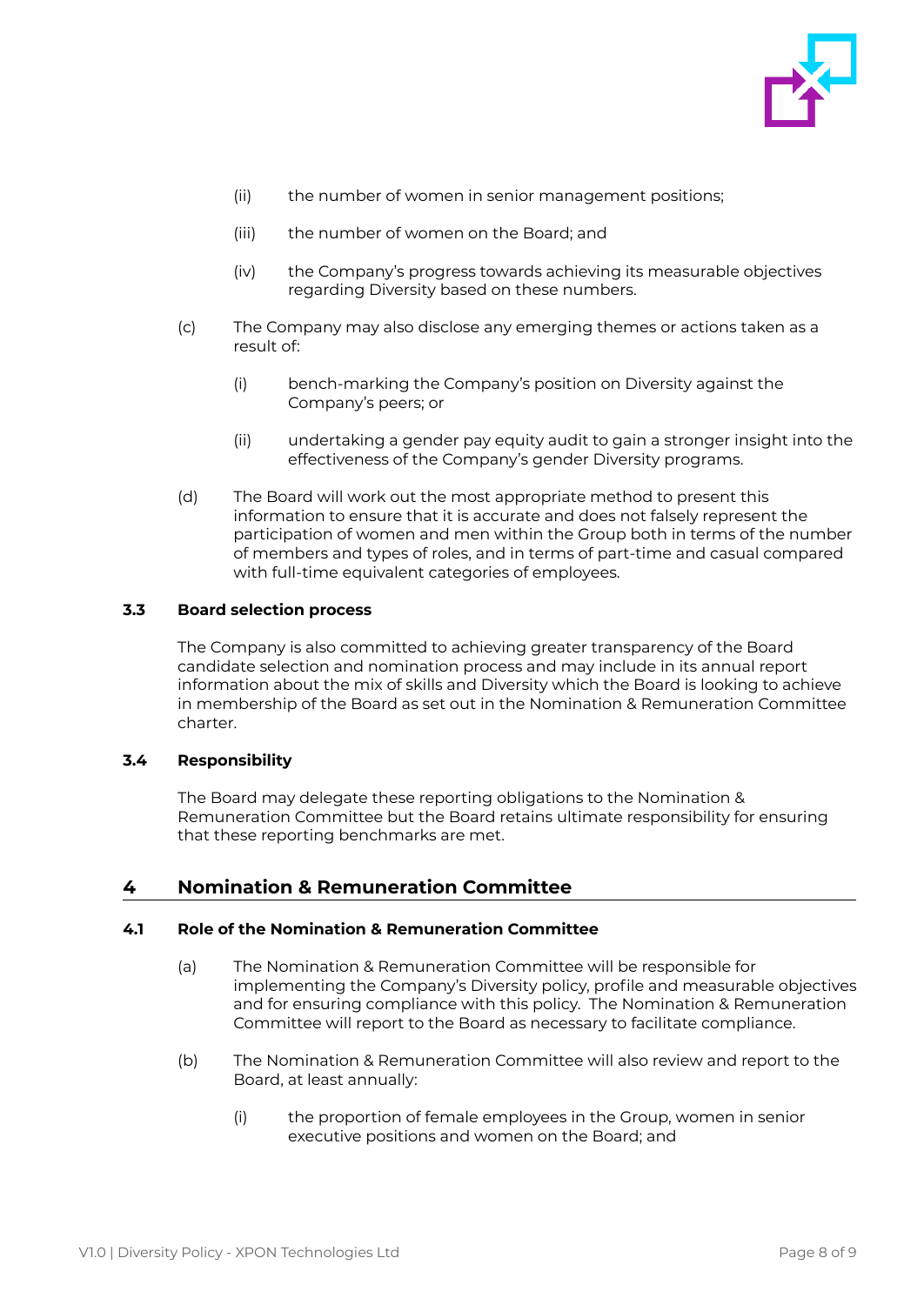(ii) the number of women in senior management positions;

(iii) the number of women on the Board; and

(iv) the Company's progress towards achieving its measurable objectives regarding Diversity based on these numbers.

(c) The Company may also disclose any emerging themes or actions taken as a result of:

(i) bench-marking the Company's position on Diversity against the Company's peers; or

(ii) undertaking a gender pay equity audit to gain a stronger insight into the effectiveness of the Company's gender Diversity programs.

(d) The Board will work out the most appropriate method to present this information to ensure that it is accurate and does not falsely represent the participation of women and men within the Group both in terms of the number of members and types of roles, and in terms of part-time and casual compared with full-time equivalent categories of employees.

### 3.3 Board selection process

The Company is also committed to achieving greater transparency of the Board candidate selection and nomination process and may include in its annual report information about the mix of skills and Diversity which the Board is looking to achieve in membership of the Board as set out in the Nomination & Remuneration Committee charter.

### 3.4 Responsibility

The Board may delegate these reporting obligations to the Nomination & Remuneration Committee but the Board retains ultimate responsibility for ensuring that these reporting benchmarks are met.

## 4 Nomination & Remuneration Committee

### 4.1 Role of the Nomination & Remuneration Committee

(a) The Nomination & Remuneration Committee will be responsible for implementing the Company's Diversity policy, profile and measurable objectives and for ensuring compliance with this policy. The Nomination & Remuneration Committee will report to the Board as necessary to facilitate compliance.

(b) The Nomination & Remuneration Committee will also review and report to the Board, at least annually:

(i) the proportion of female employees in the Group, women in senior executive positions and women on the Board; and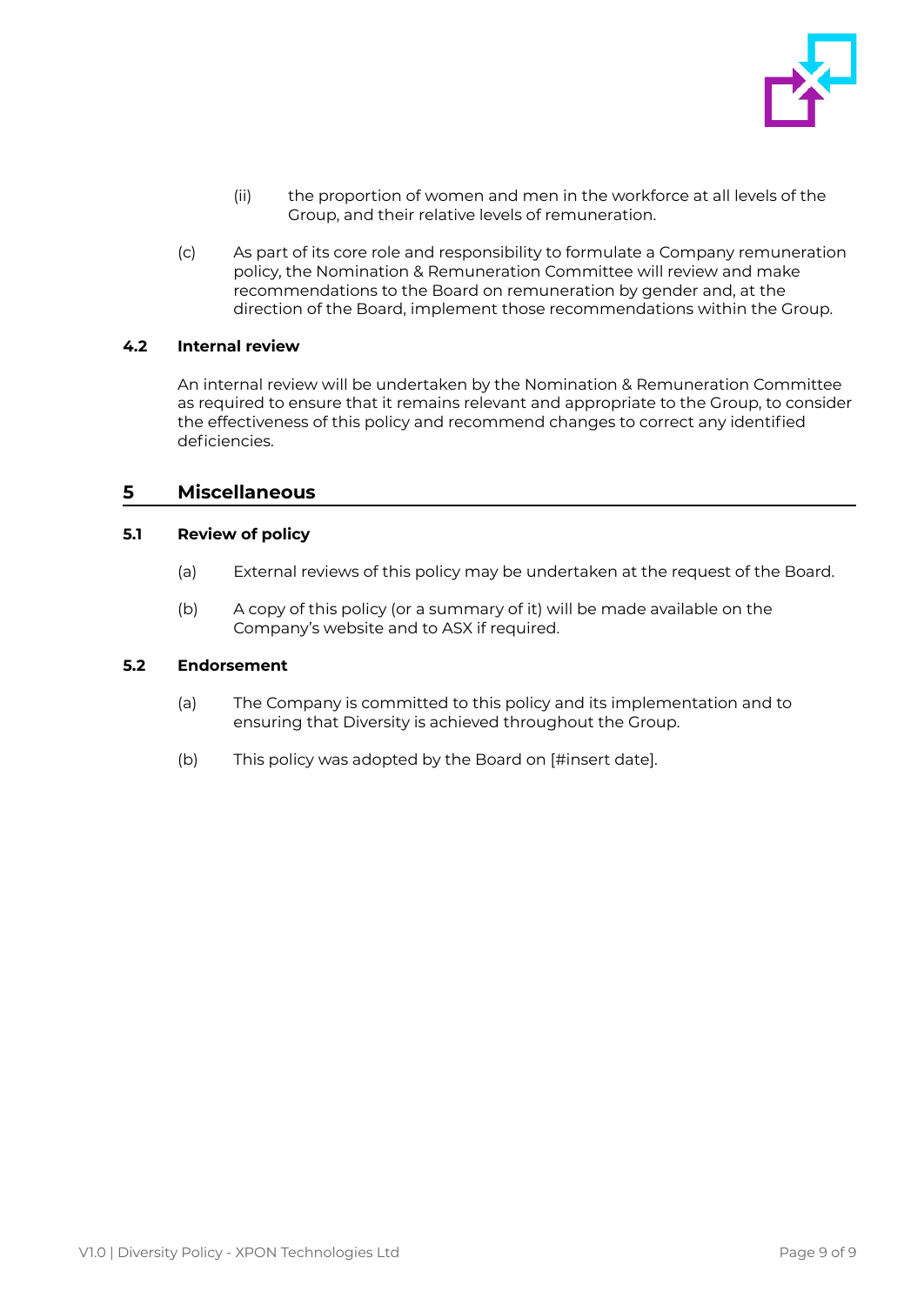(ii) the proportion of women and men in the workforce at all levels of the Group, and their relative levels of remuneration.

(c) As part of its core role and responsibility to formulate a Company remuneration policy, the Nomination & Remuneration Committee will review and make recommendations to the Board on remuneration by gender and, at the direction of the Board, implement those recommendations within the Group.

### 4.2 Internal review

An internal review will be undertaken by the Nomination & Remuneration Committee as required to ensure that it remains relevant and appropriate to the Group, to consider the effectiveness of this policy and recommend changes to correct any identified deficiencies.

## 5 Miscellaneous

### 5.1 Review of policy

(a) External reviews of this policy may be undertaken at the request of the Board.

(b) A copy of this policy (or a summary of it) will be made available on the Company's website and to ASX if required.

### 5.2 Endorsement

(a) The Company is committed to this policy and its implementation and to ensuring that Diversity is achieved throughout the Group.

(b) This policy was adopted by the Board on [#insert date].